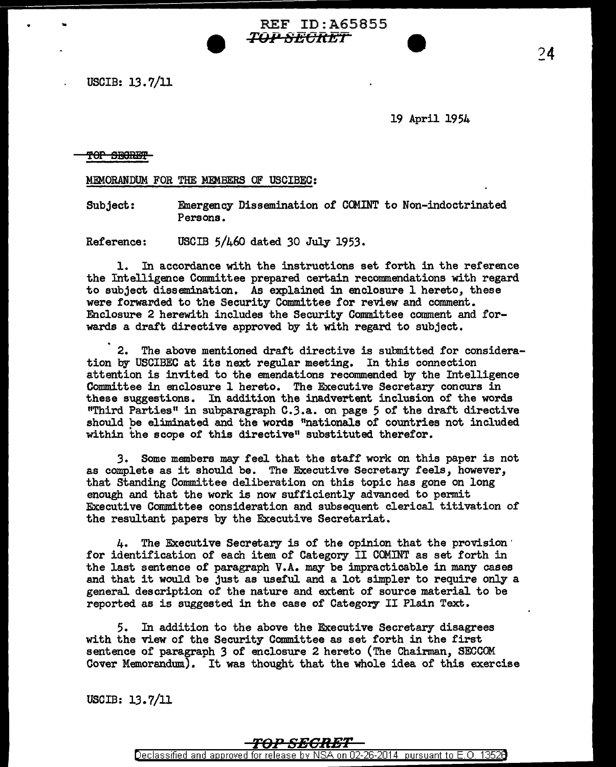REF ID:A65855
~~TOP SECRET~~

USCIB: 13.7/11

19 April 1954

~~TOP SECRET~~

MEMORANDUM FOR THE MEMBERS OF USCIBEC:

Subject: Emergency Dissemination of COMINT to Non-indoctrinated Persons.

Reference: USCIB 5/460 dated 30 July 1953.

1. In accordance with the instructions set forth in the reference the Intelligence Committee prepared certain recommendations with regard to subject dissemination. As explained in enclosure 1 hereto, these were forwarded to the Security Committee for review and comment. Enclosure 2 herewith includes the Security Committee comment and forwards a draft directive approved by it with regard to subject.

2. The above mentioned draft directive is submitted for consideration by USCIBEC at its next regular meeting. In this connection attention is invited to the emendations recommended by the Intelligence Committee in enclosure 1 hereto. The Executive Secretary concurs in these suggestions. In addition the inadvertent inclusion of the words "Third Parties" in subparagraph C.3.a. on page 5 of the draft directive should be eliminated and the words "nationals of countries not included within the scope of this directive" substituted therefor.

3. Some members may feel that the staff work on this paper is not as complete as it should be. The Executive Secretary feels, however, that Standing Committee deliberation on this topic has gone on long enough and that the work is now sufficiently advanced to permit Executive Committee consideration and subsequent clerical titivation of the resultant papers by the Executive Secretariat.

4. The Executive Secretary is of the opinion that the provision for identification of each item of Category II COMINT as set forth in the last sentence of paragraph V.A. may be impracticable in many cases and that it would be just as useful and a lot simpler to require only a general description of the nature and extent of source material to be reported as is suggested in the case of Category II Plain Text.

5. In addition to the above the Executive Secretary disagrees with the view of the Security Committee as set forth in the first sentence of paragraph 3 of enclosure 2 hereto (The Chairman, SECCOM Cover Memorandum). It was thought that the whole idea of this exercise

USCIB: 13.7/11

~~TOP SECRET~~

Declassified and approved for release by NSA on 02-26-2014 pursuant to E.O. 13526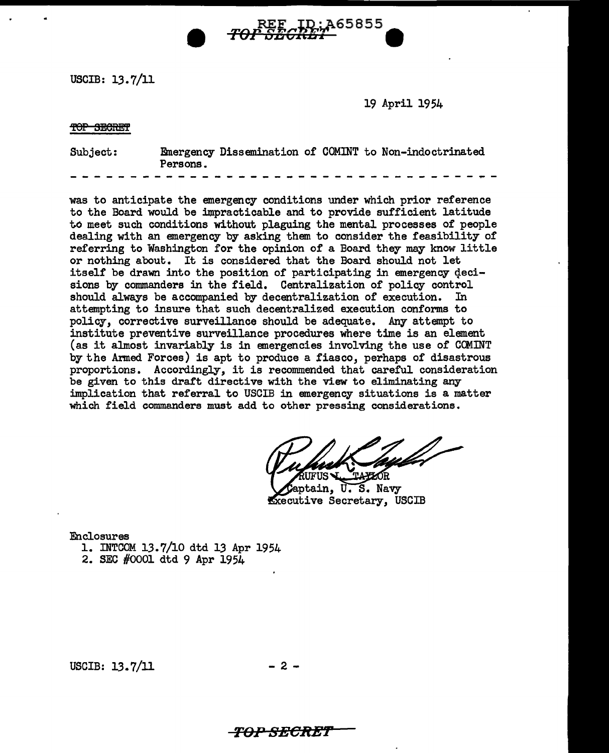USCIB: 13.7/11

19 April 1954

~~TOP SECRET~~

Subject: Emergency Dissemination of COMINT to Non-indoctrinated Persons.

- - - - - - - - - - - - - - - - - - - - - - - - - - - - - - - - - - - -

was to anticipate the emergency conditions under which prior reference to the Board would be impracticable and to provide sufficient latitude to meet such conditions without plaguing the mental processes of people dealing with an emergency by asking them to consider the feasibility of referring to Washington for the opinion of a Board they may know little or nothing about. It is considered that the Board should not let itself be drawn into the position of participating in emergency decisions by commanders in the field. Centralization of policy control should always be accompanied by decentralization of execution. In attempting to insure that such decentralized execution conforms to policy, corrective surveillance should be adequate. Any attempt to institute preventive surveillance procedures where time is an element (as it almost invariably is in emergencies involving the use of COMINT by the Armed Forces) is apt to produce a fiasco, perhaps of disastrous proportions. Accordingly, it is recommended that careful consideration be given to this draft directive with the view to eliminating any implication that referral to USCIB in emergency situations is a matter which field commanders must add to other pressing considerations.

RUFUS L. TAYLOR
Captain, U. S. Navy
Executive Secretary, USCIB

Enclosures
1. INTCOM 13.7/10 dtd 13 Apr 1954
2. SEC #0001 dtd 9 Apr 1954

USCIB: 13.7/11

**TOP SECRET**